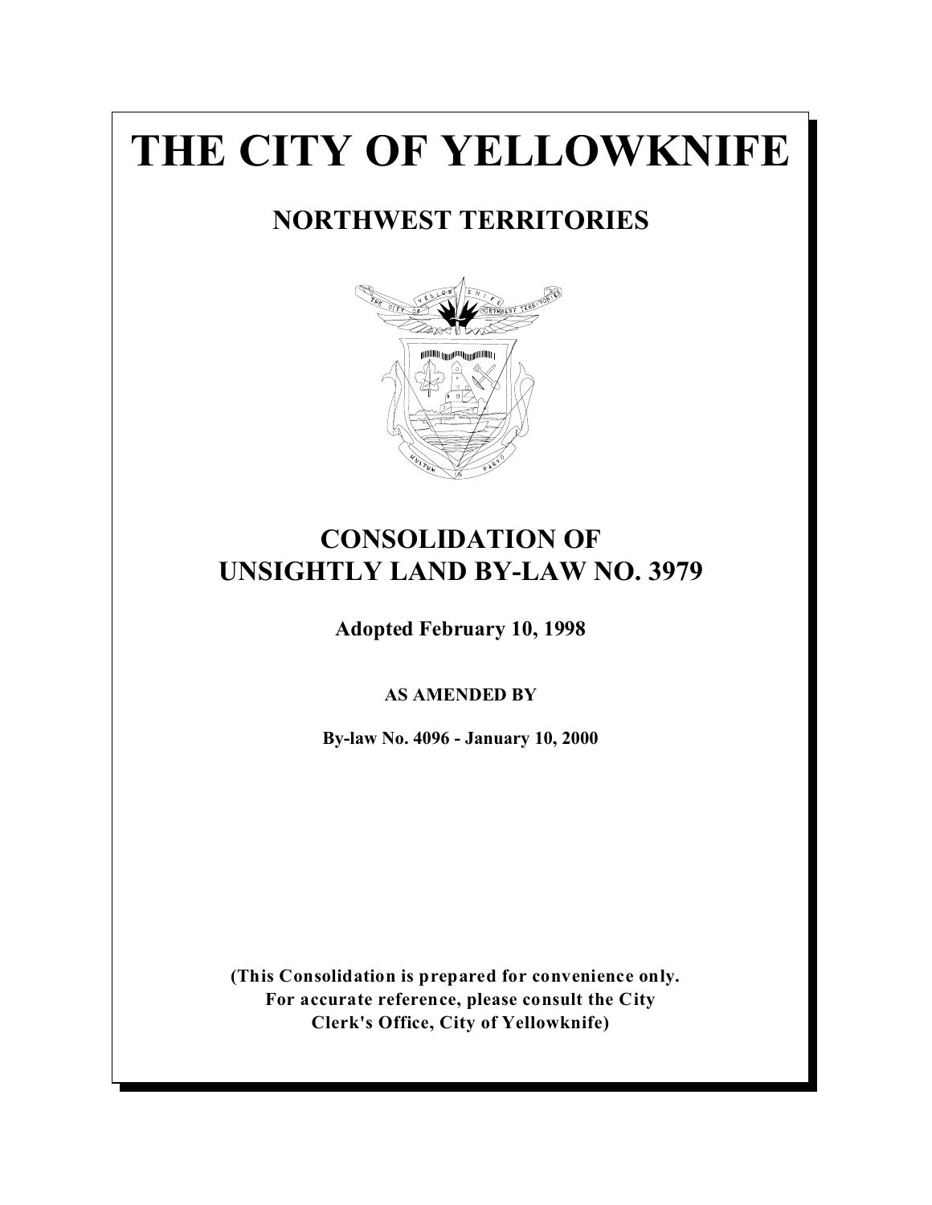# THE CITY OF YELLOWKNIFE

## NORTHWEST TERRITORIES

## CONSOLIDATION OF UNSIGHTLY LAND BY-LAW NO. 3979

**Adopted February 10, 1998**

**AS AMENDED BY**

**By-law No. 4096 - January 10, 2000**

**(This Consolidation is prepared for convenience only. For accurate reference, please consult the City Clerk's Office, City of Yellowknife)**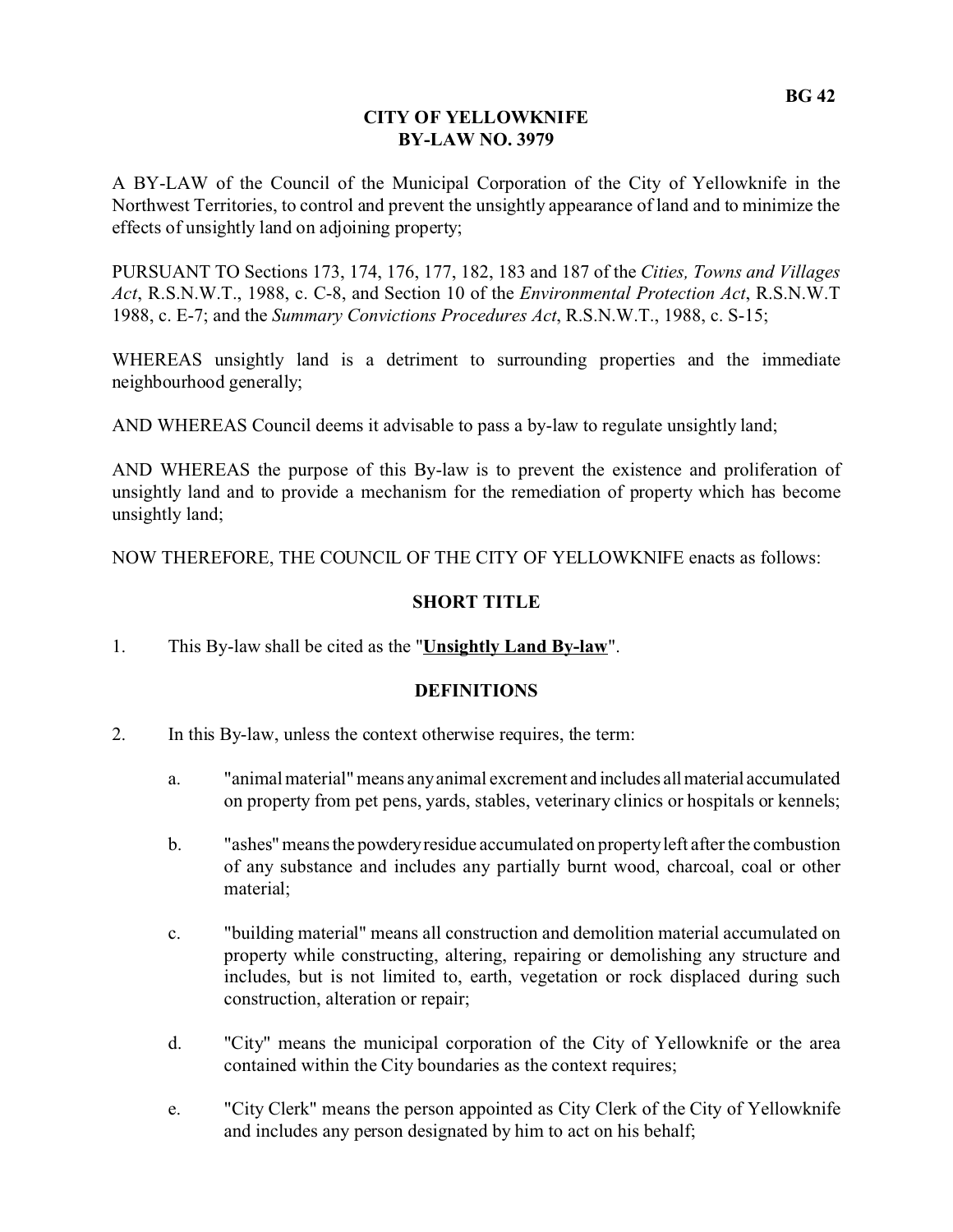**BG 42**

# CITY OF YELLOWKNIFE
# BY-LAW NO. 3979

A BY-LAW of the Council of the Municipal Corporation of the City of Yellowknife in the Northwest Territories, to control and prevent the unsightly appearance of land and to minimize the effects of unsightly land on adjoining property;

PURSUANT TO Sections 173, 174, 176, 177, 182, 183 and 187 of the *Cities, Towns and Villages Act*, R.S.N.W.T., 1988, c. C-8, and Section 10 of the *Environmental Protection Act*, R.S.N.W.T 1988, c. E-7; and the *Summary Convictions Procedures Act*, R.S.N.W.T., 1988, c. S-15;

WHEREAS unsightly land is a detriment to surrounding properties and the immediate neighbourhood generally;

AND WHEREAS Council deems it advisable to pass a by-law to regulate unsightly land;

AND WHEREAS the purpose of this By-law is to prevent the existence and proliferation of unsightly land and to provide a mechanism for the remediation of property which has become unsightly land;

NOW THEREFORE, THE COUNCIL OF THE CITY OF YELLOWKNIFE enacts as follows:

## SHORT TITLE

1. This By-law shall be cited as the "**Unsightly Land By-law**".

## DEFINITIONS

2. In this By-law, unless the context otherwise requires, the term:

   a. "animal material" means any animal excrement and includes all material accumulated on property from pet pens, yards, stables, veterinary clinics or hospitals or kennels;

   b. "ashes" means the powdery residue accumulated on property left after the combustion of any substance and includes any partially burnt wood, charcoal, coal or other material;

   c. "building material" means all construction and demolition material accumulated on property while constructing, altering, repairing or demolishing any structure and includes, but is not limited to, earth, vegetation or rock displaced during such construction, alteration or repair;

   d. "City" means the municipal corporation of the City of Yellowknife or the area contained within the City boundaries as the context requires;

   e. "City Clerk" means the person appointed as City Clerk of the City of Yellowknife and includes any person designated by him to act on his behalf;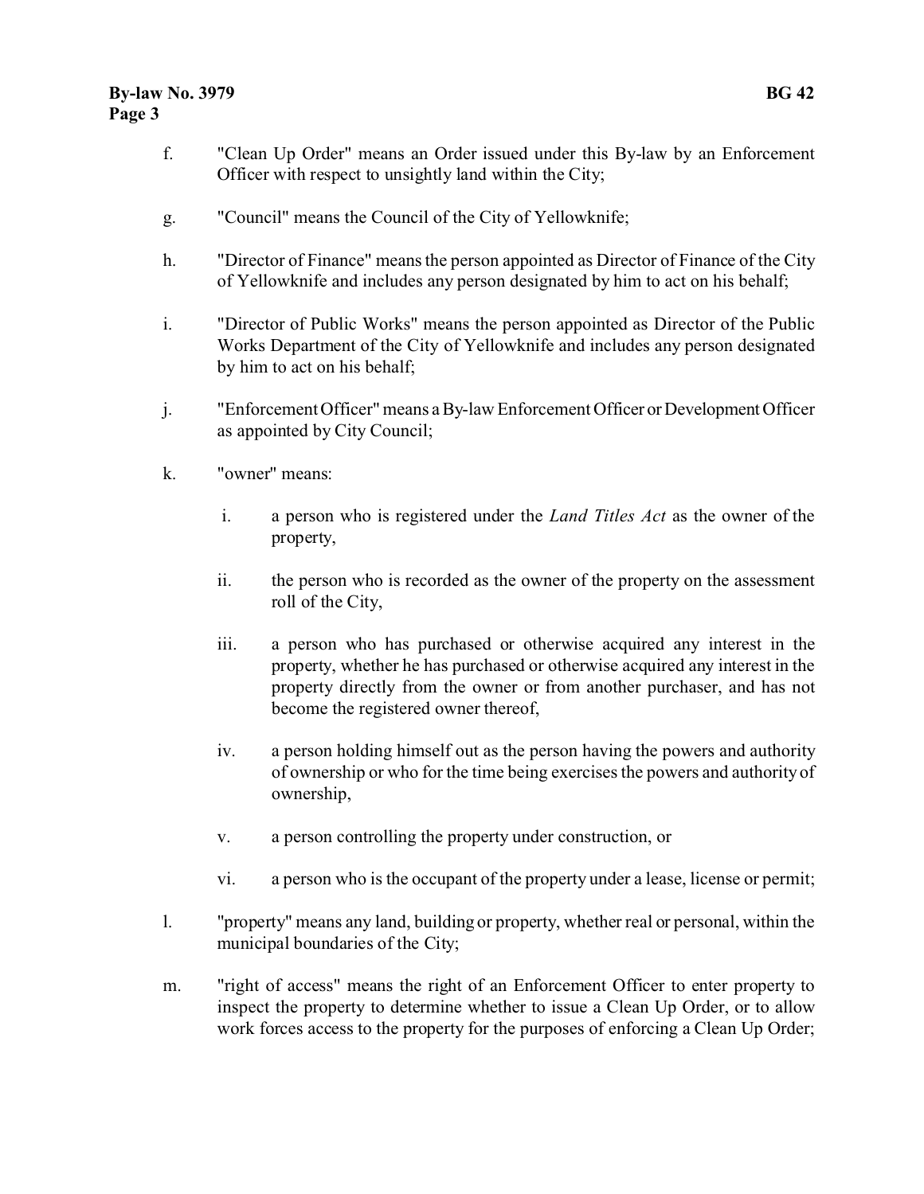f. "Clean Up Order" means an Order issued under this By-law by an Enforcement Officer with respect to unsightly land within the City;

g. "Council" means the Council of the City of Yellowknife;

h. "Director of Finance" means the person appointed as Director of Finance of the City of Yellowknife and includes any person designated by him to act on his behalf;

i. "Director of Public Works" means the person appointed as Director of the Public Works Department of the City of Yellowknife and includes any person designated by him to act on his behalf;

j. "Enforcement Officer" means a By-law Enforcement Officer or Development Officer as appointed by City Council;

k. "owner" means:

   i. a person who is registered under the *Land Titles Act* as the owner of the property,

   ii. the person who is recorded as the owner of the property on the assessment roll of the City,

   iii. a person who has purchased or otherwise acquired any interest in the property, whether he has purchased or otherwise acquired any interest in the property directly from the owner or from another purchaser, and has not become the registered owner thereof,

   iv. a person holding himself out as the person having the powers and authority of ownership or who for the time being exercises the powers and authority of ownership,

   v. a person controlling the property under construction, or

   vi. a person who is the occupant of the property under a lease, license or permit;

l. "property" means any land, building or property, whether real or personal, within the municipal boundaries of the City;

m. "right of access" means the right of an Enforcement Officer to enter property to inspect the property to determine whether to issue a Clean Up Order, or to allow work forces access to the property for the purposes of enforcing a Clean Up Order;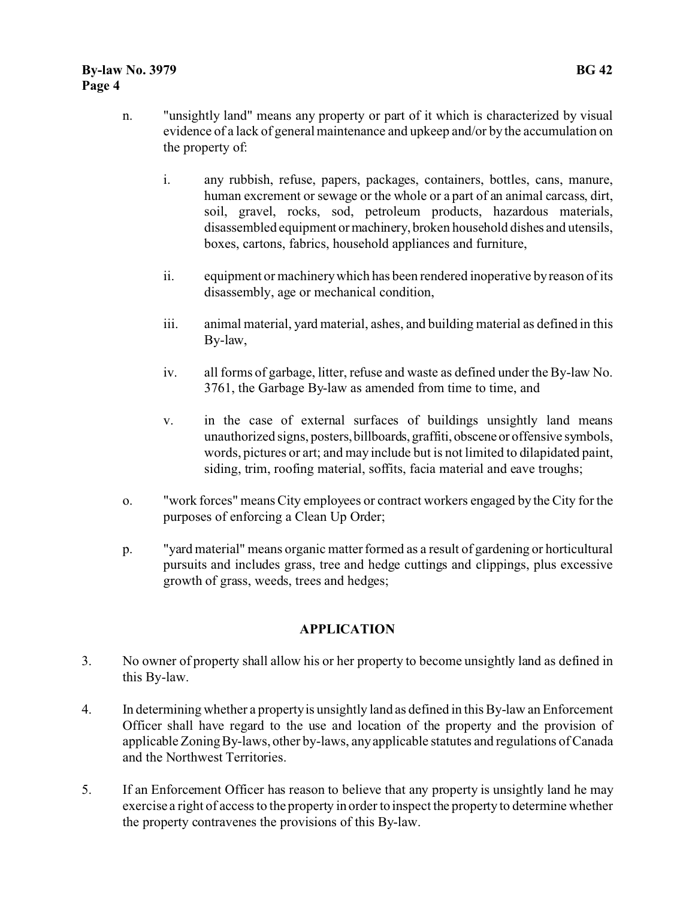n. "unsightly land" means any property or part of it which is characterized by visual evidence of a lack of general maintenance and upkeep and/or by the accumulation on the property of:

   i. any rubbish, refuse, papers, packages, containers, bottles, cans, manure, human excrement or sewage or the whole or a part of an animal carcass, dirt, soil, gravel, rocks, sod, petroleum products, hazardous materials, disassembled equipment or machinery, broken household dishes and utensils, boxes, cartons, fabrics, household appliances and furniture,

   ii. equipment or machinery which has been rendered inoperative by reason of its disassembly, age or mechanical condition,

   iii. animal material, yard material, ashes, and building material as defined in this By-law,

   iv. all forms of garbage, litter, refuse and waste as defined under the By-law No. 3761, the Garbage By-law as amended from time to time, and

   v. in the case of external surfaces of buildings unsightly land means unauthorized signs, posters, billboards, graffiti, obscene or offensive symbols, words, pictures or art; and may include but is not limited to dilapidated paint, siding, trim, roofing material, soffits, facia material and eave troughs;

o. "work forces" means City employees or contract workers engaged by the City for the purposes of enforcing a Clean Up Order;

p. "yard material" means organic matter formed as a result of gardening or horticultural pursuits and includes grass, tree and hedge cuttings and clippings, plus excessive growth of grass, weeds, trees and hedges;

## APPLICATION

3. No owner of property shall allow his or her property to become unsightly land as defined in this By-law.

4. In determining whether a property is unsightly land as defined in this By-law an Enforcement Officer shall have regard to the use and location of the property and the provision of applicable Zoning By-laws, other by-laws, any applicable statutes and regulations of Canada and the Northwest Territories.

5. If an Enforcement Officer has reason to believe that any property is unsightly land he may exercise a right of access to the property in order to inspect the property to determine whether the property contravenes the provisions of this By-law.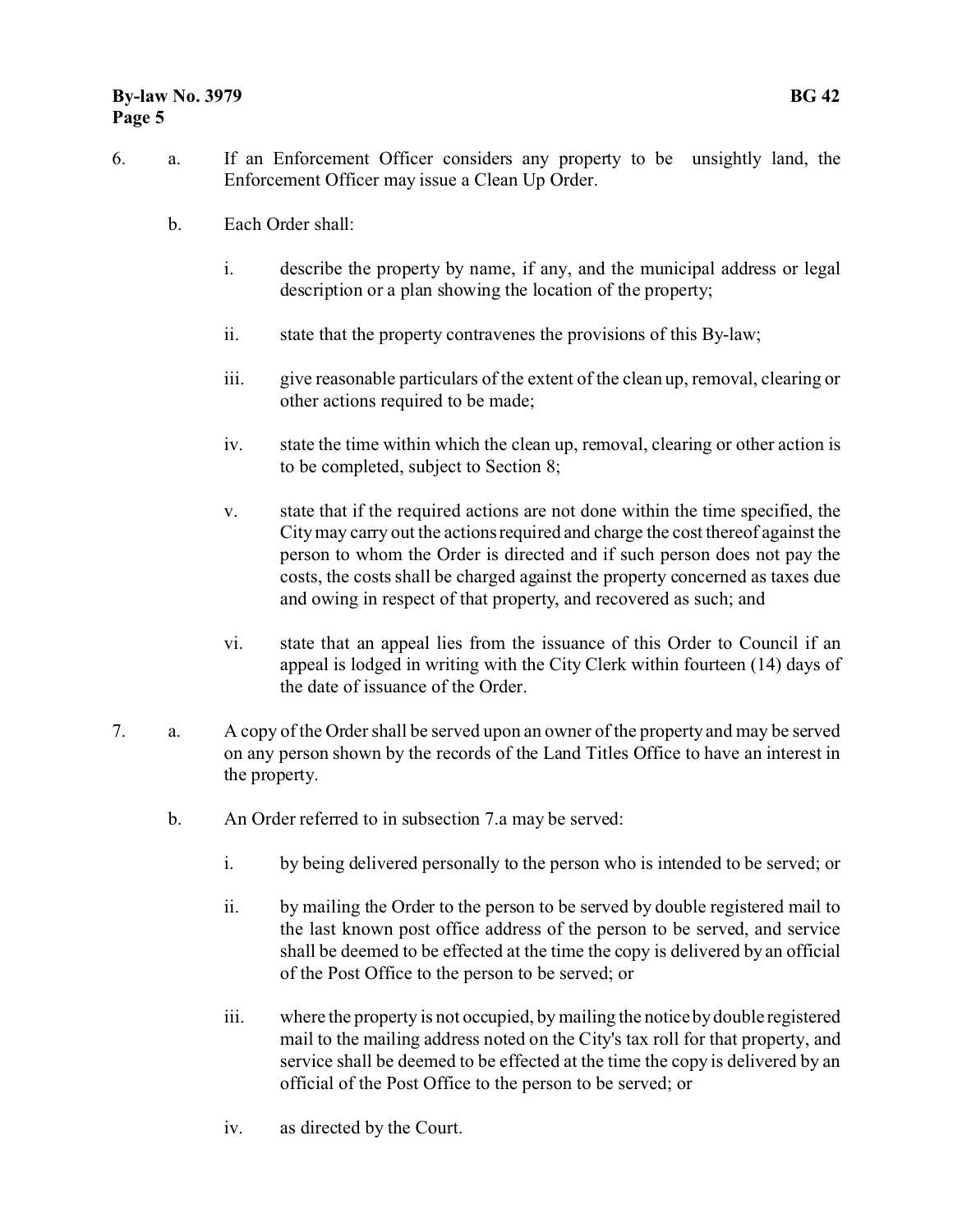6. a. If an Enforcement Officer considers any property to be unsightly land, the Enforcement Officer may issue a Clean Up Order.

   b. Each Order shall:

      i. describe the property by name, if any, and the municipal address or legal description or a plan showing the location of the property;

      ii. state that the property contravenes the provisions of this By-law;

      iii. give reasonable particulars of the extent of the clean up, removal, clearing or other actions required to be made;

      iv. state the time within which the clean up, removal, clearing or other action is to be completed, subject to Section 8;

      v. state that if the required actions are not done within the time specified, the City may carry out the actions required and charge the cost thereof against the person to whom the Order is directed and if such person does not pay the costs, the costs shall be charged against the property concerned as taxes due and owing in respect of that property, and recovered as such; and

      vi. state that an appeal lies from the issuance of this Order to Council if an appeal is lodged in writing with the City Clerk within fourteen (14) days of the date of issuance of the Order.

7. a. A copy of the Order shall be served upon an owner of the property and may be served on any person shown by the records of the Land Titles Office to have an interest in the property.

   b. An Order referred to in subsection 7.a may be served:

      i. by being delivered personally to the person who is intended to be served; or

      ii. by mailing the Order to the person to be served by double registered mail to the last known post office address of the person to be served, and service shall be deemed to be effected at the time the copy is delivered by an official of the Post Office to the person to be served; or

      iii. where the property is not occupied, by mailing the notice by double registered mail to the mailing address noted on the City's tax roll for that property, and service shall be deemed to be effected at the time the copy is delivered by an official of the Post Office to the person to be served; or

      iv. as directed by the Court.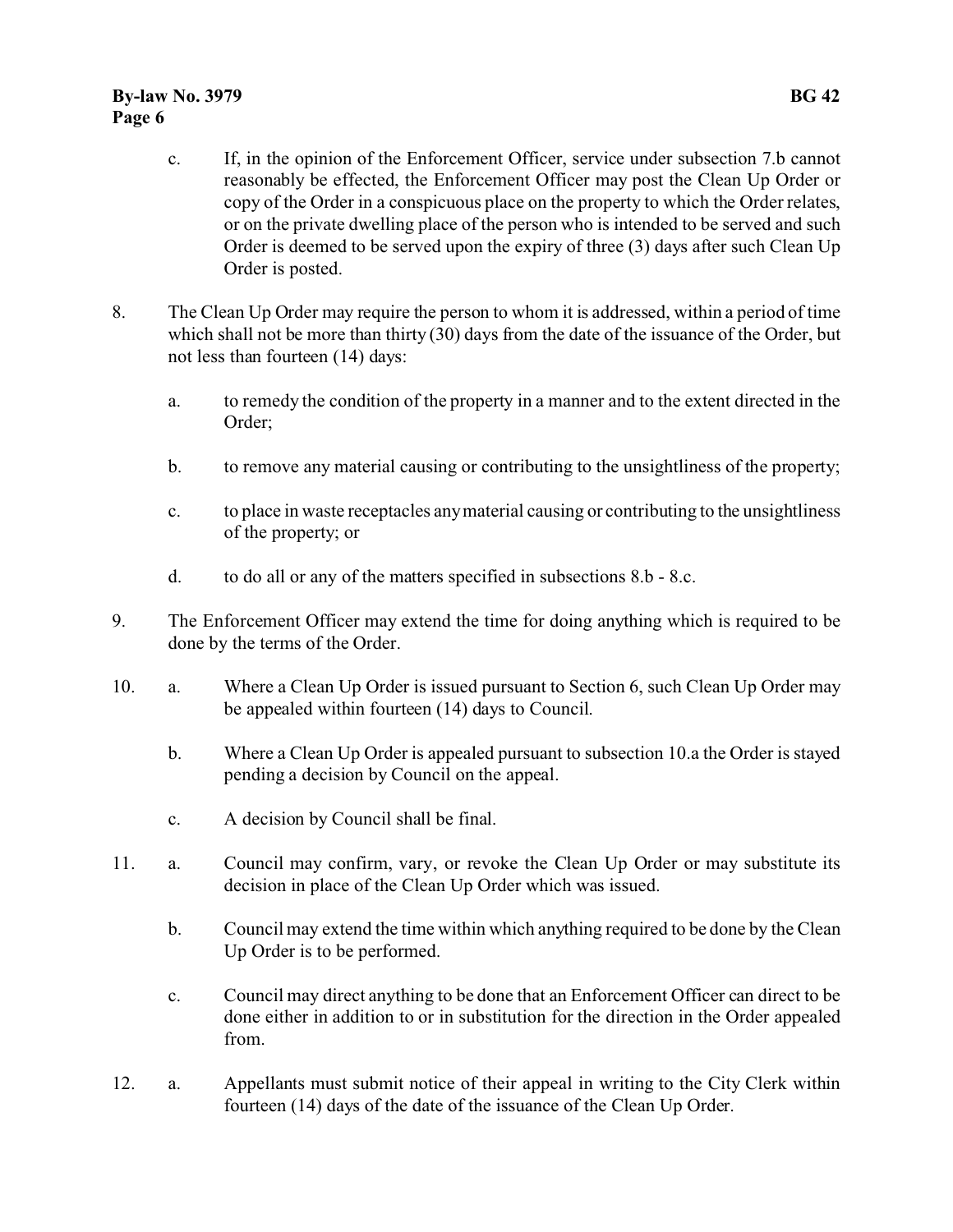c. If, in the opinion of the Enforcement Officer, service under subsection 7.b cannot reasonably be effected, the Enforcement Officer may post the Clean Up Order or copy of the Order in a conspicuous place on the property to which the Order relates, or on the private dwelling place of the person who is intended to be served and such Order is deemed to be served upon the expiry of three (3) days after such Clean Up Order is posted.

8. The Clean Up Order may require the person to whom it is addressed, within a period of time which shall not be more than thirty (30) days from the date of the issuance of the Order, but not less than fourteen (14) days:

   a. to remedy the condition of the property in a manner and to the extent directed in the Order;

   b. to remove any material causing or contributing to the unsightliness of the property;

   c. to place in waste receptacles any material causing or contributing to the unsightliness of the property; or

   d. to do all or any of the matters specified in subsections 8.b - 8.c.

9. The Enforcement Officer may extend the time for doing anything which is required to be done by the terms of the Order.

10. a. Where a Clean Up Order is issued pursuant to Section 6, such Clean Up Order may be appealed within fourteen (14) days to Council.

    b. Where a Clean Up Order is appealed pursuant to subsection 10.a the Order is stayed pending a decision by Council on the appeal.

    c. A decision by Council shall be final.

11. a. Council may confirm, vary, or revoke the Clean Up Order or may substitute its decision in place of the Clean Up Order which was issued.

    b. Council may extend the time within which anything required to be done by the Clean Up Order is to be performed.

    c. Council may direct anything to be done that an Enforcement Officer can direct to be done either in addition to or in substitution for the direction in the Order appealed from.

12. a. Appellants must submit notice of their appeal in writing to the City Clerk within fourteen (14) days of the date of the issuance of the Clean Up Order.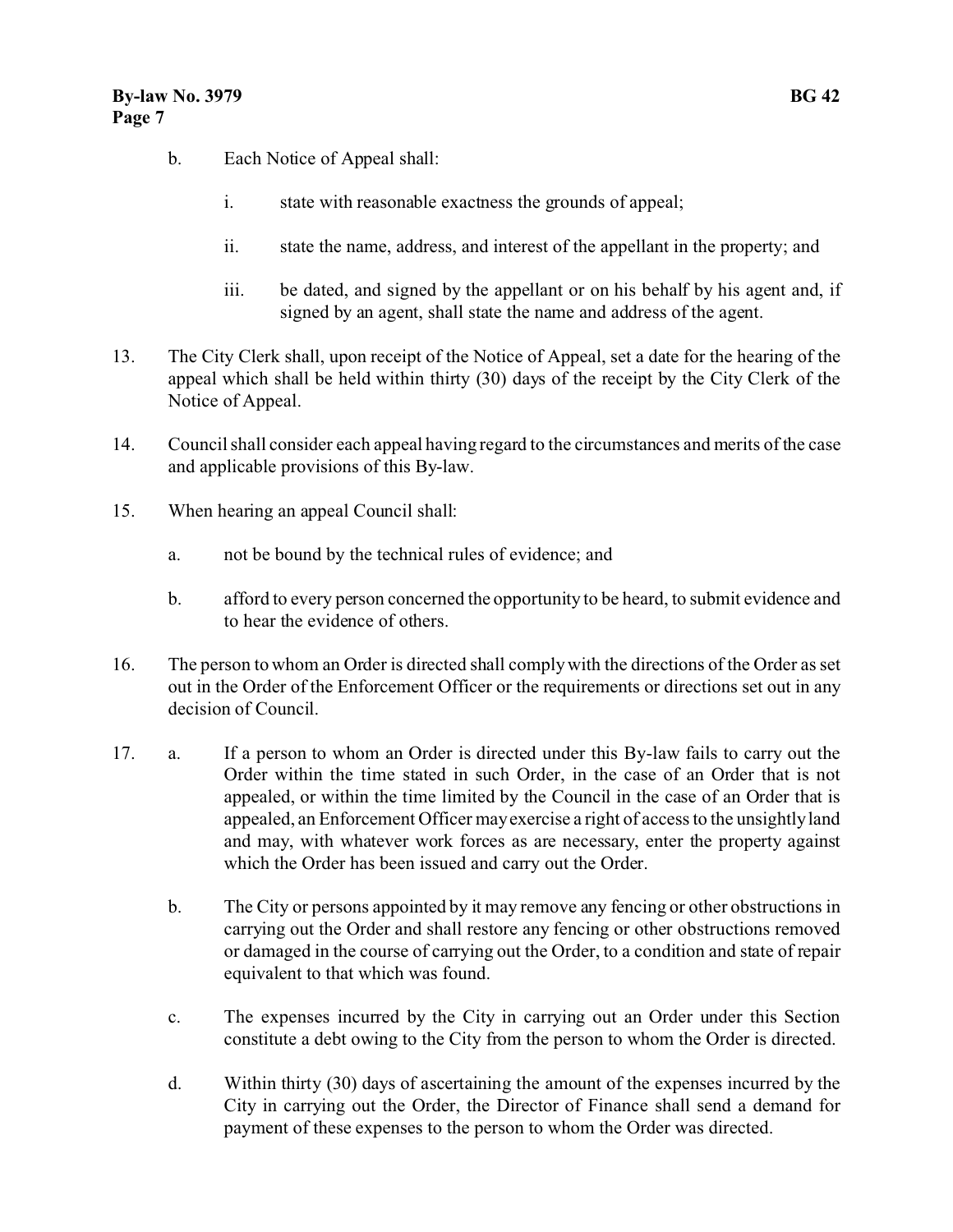b. Each Notice of Appeal shall:

   i. state with reasonable exactness the grounds of appeal;

   ii. state the name, address, and interest of the appellant in the property; and

   iii. be dated, and signed by the appellant or on his behalf by his agent and, if signed by an agent, shall state the name and address of the agent.

13. The City Clerk shall, upon receipt of the Notice of Appeal, set a date for the hearing of the appeal which shall be held within thirty (30) days of the receipt by the City Clerk of the Notice of Appeal.

14. Council shall consider each appeal having regard to the circumstances and merits of the case and applicable provisions of this By-law.

15. When hearing an appeal Council shall:

   a. not be bound by the technical rules of evidence; and

   b. afford to every person concerned the opportunity to be heard, to submit evidence and to hear the evidence of others.

16. The person to whom an Order is directed shall comply with the directions of the Order as set out in the Order of the Enforcement Officer or the requirements or directions set out in any decision of Council.

17. a. If a person to whom an Order is directed under this By-law fails to carry out the Order within the time stated in such Order, in the case of an Order that is not appealed, or within the time limited by the Council in the case of an Order that is appealed, an Enforcement Officer may exercise a right of access to the unsightly land and may, with whatever work forces as are necessary, enter the property against which the Order has been issued and carry out the Order.

   b. The City or persons appointed by it may remove any fencing or other obstructions in carrying out the Order and shall restore any fencing or other obstructions removed or damaged in the course of carrying out the Order, to a condition and state of repair equivalent to that which was found.

   c. The expenses incurred by the City in carrying out an Order under this Section constitute a debt owing to the City from the person to whom the Order is directed.

   d. Within thirty (30) days of ascertaining the amount of the expenses incurred by the City in carrying out the Order, the Director of Finance shall send a demand for payment of these expenses to the person to whom the Order was directed.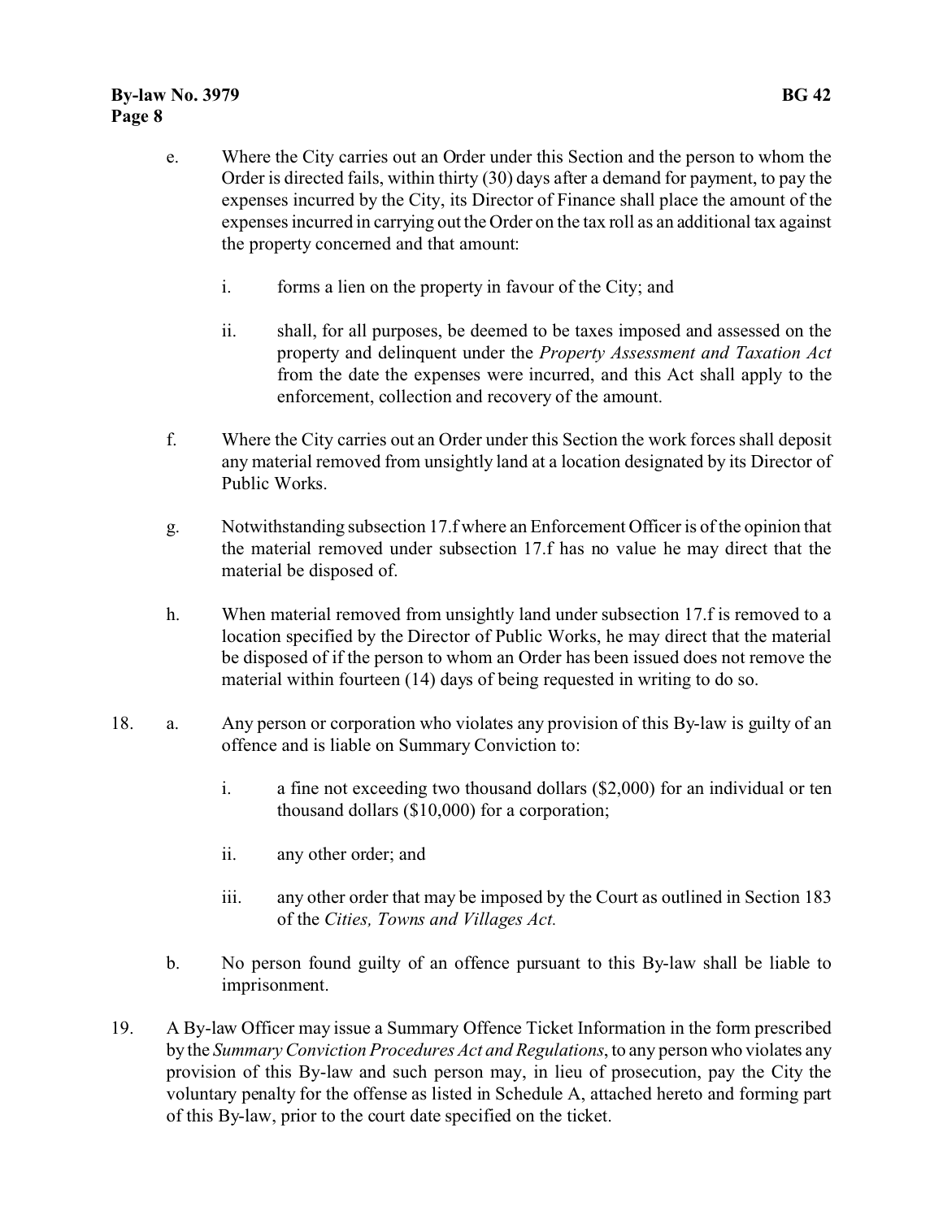e. Where the City carries out an Order under this Section and the person to whom the Order is directed fails, within thirty (30) days after a demand for payment, to pay the expenses incurred by the City, its Director of Finance shall place the amount of the expenses incurred in carrying out the Order on the tax roll as an additional tax against the property concerned and that amount:

   i. forms a lien on the property in favour of the City; and

   ii. shall, for all purposes, be deemed to be taxes imposed and assessed on the property and delinquent under the *Property Assessment and Taxation Act* from the date the expenses were incurred, and this Act shall apply to the enforcement, collection and recovery of the amount.

f. Where the City carries out an Order under this Section the work forces shall deposit any material removed from unsightly land at a location designated by its Director of Public Works.

g. Notwithstanding subsection 17.f where an Enforcement Officer is of the opinion that the material removed under subsection 17.f has no value he may direct that the material be disposed of.

h. When material removed from unsightly land under subsection 17.f is removed to a location specified by the Director of Public Works, he may direct that the material be disposed of if the person to whom an Order has been issued does not remove the material within fourteen (14) days of being requested in writing to do so.

18. a. Any person or corporation who violates any provision of this By-law is guilty of an offence and is liable on Summary Conviction to:

   i. a fine not exceeding two thousand dollars ($2,000) for an individual or ten thousand dollars ($10,000) for a corporation;

   ii. any other order; and

   iii. any other order that may be imposed by the Court as outlined in Section 183 of the *Cities, Towns and Villages Act.*

   b. No person found guilty of an offence pursuant to this By-law shall be liable to imprisonment.

19. A By-law Officer may issue a Summary Offence Ticket Information in the form prescribed by the *Summary Conviction Procedures Act and Regulations*, to any person who violates any provision of this By-law and such person may, in lieu of prosecution, pay the City the voluntary penalty for the offense as listed in Schedule A, attached hereto and forming part of this By-law, prior to the court date specified on the ticket.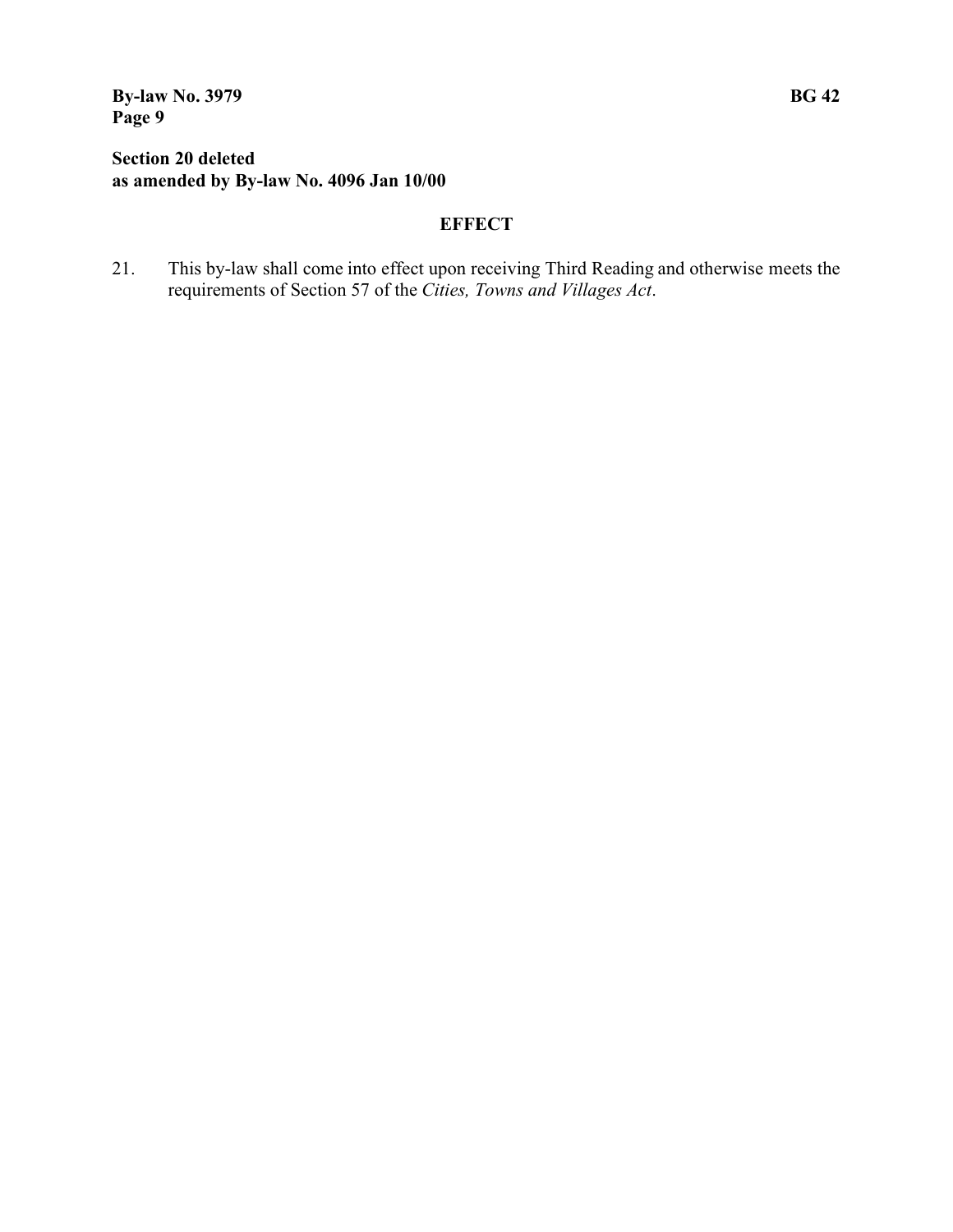**Section 20 deleted**
**as amended by By-law No. 4096 Jan 10/00**

## EFFECT

21. This by-law shall come into effect upon receiving Third Reading and otherwise meets the requirements of Section 57 of the *Cities, Towns and Villages Act*.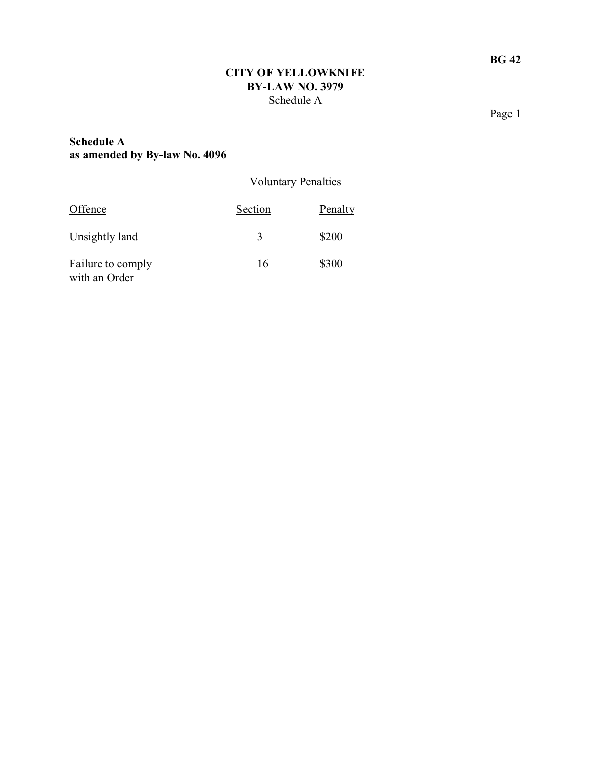# CITY OF YELLOWKNIFE
# BY-LAW NO. 3979
Schedule A

**Schedule A**
**as amended by By-law No. 4096**

Voluntary Penalties

| Offence | Section | Penalty |
|---|---|---|
| Unsightly land | 3 | $200 |
| Failure to comply with an Order | 16 | $300 |